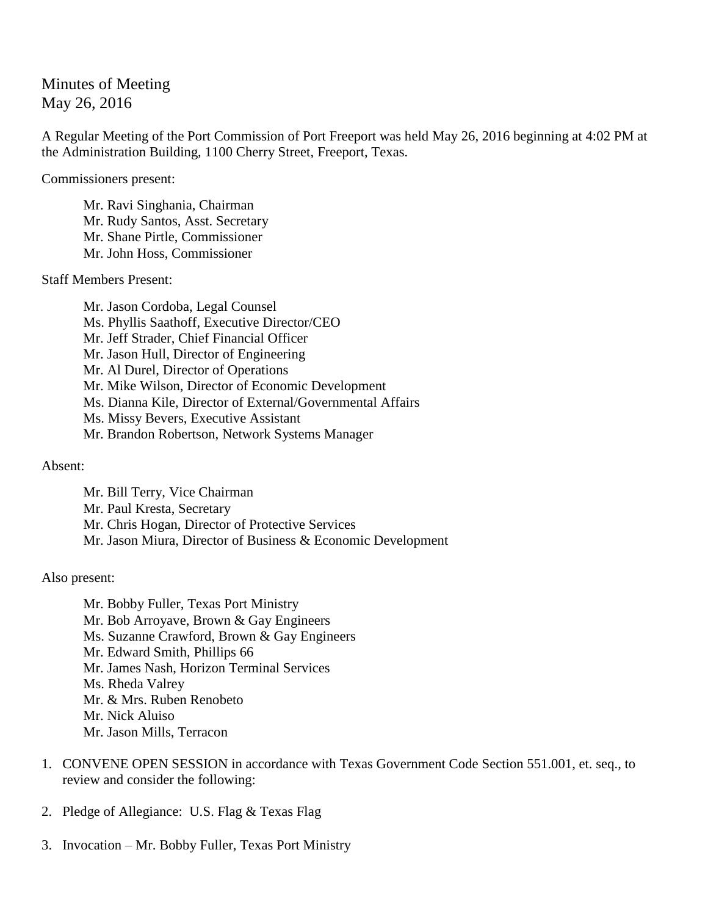# Minutes of Meeting
May 26, 2016

A Regular Meeting of the Port Commission of Port Freeport was held May 26, 2016 beginning at 4:02 PM at the Administration Building, 1100 Cherry Street, Freeport, Texas.

Commissioners present:

Mr. Ravi Singhania, Chairman
Mr. Rudy Santos, Asst. Secretary
Mr. Shane Pirtle, Commissioner
Mr. John Hoss, Commissioner

Staff Members Present:

Mr. Jason Cordoba, Legal Counsel
Ms. Phyllis Saathoff, Executive Director/CEO
Mr. Jeff Strader, Chief Financial Officer
Mr. Jason Hull, Director of Engineering
Mr. Al Durel, Director of Operations
Mr. Mike Wilson, Director of Economic Development
Ms. Dianna Kile, Director of External/Governmental Affairs
Ms. Missy Bevers, Executive Assistant
Mr. Brandon Robertson, Network Systems Manager

Absent:

Mr. Bill Terry, Vice Chairman
Mr. Paul Kresta, Secretary
Mr. Chris Hogan, Director of Protective Services
Mr. Jason Miura, Director of Business & Economic Development

Also present:

Mr. Bobby Fuller, Texas Port Ministry
Mr. Bob Arroyave, Brown & Gay Engineers
Ms. Suzanne Crawford, Brown & Gay Engineers
Mr. Edward Smith, Phillips 66
Mr. James Nash, Horizon Terminal Services
Ms. Rheda Valrey
Mr. & Mrs. Ruben Renobeto
Mr. Nick Aluiso
Mr. Jason Mills, Terracon

1. CONVENE OPEN SESSION in accordance with Texas Government Code Section 551.001, et. seq., to review and consider the following:

2. Pledge of Allegiance: U.S. Flag & Texas Flag

3. Invocation – Mr. Bobby Fuller, Texas Port Ministry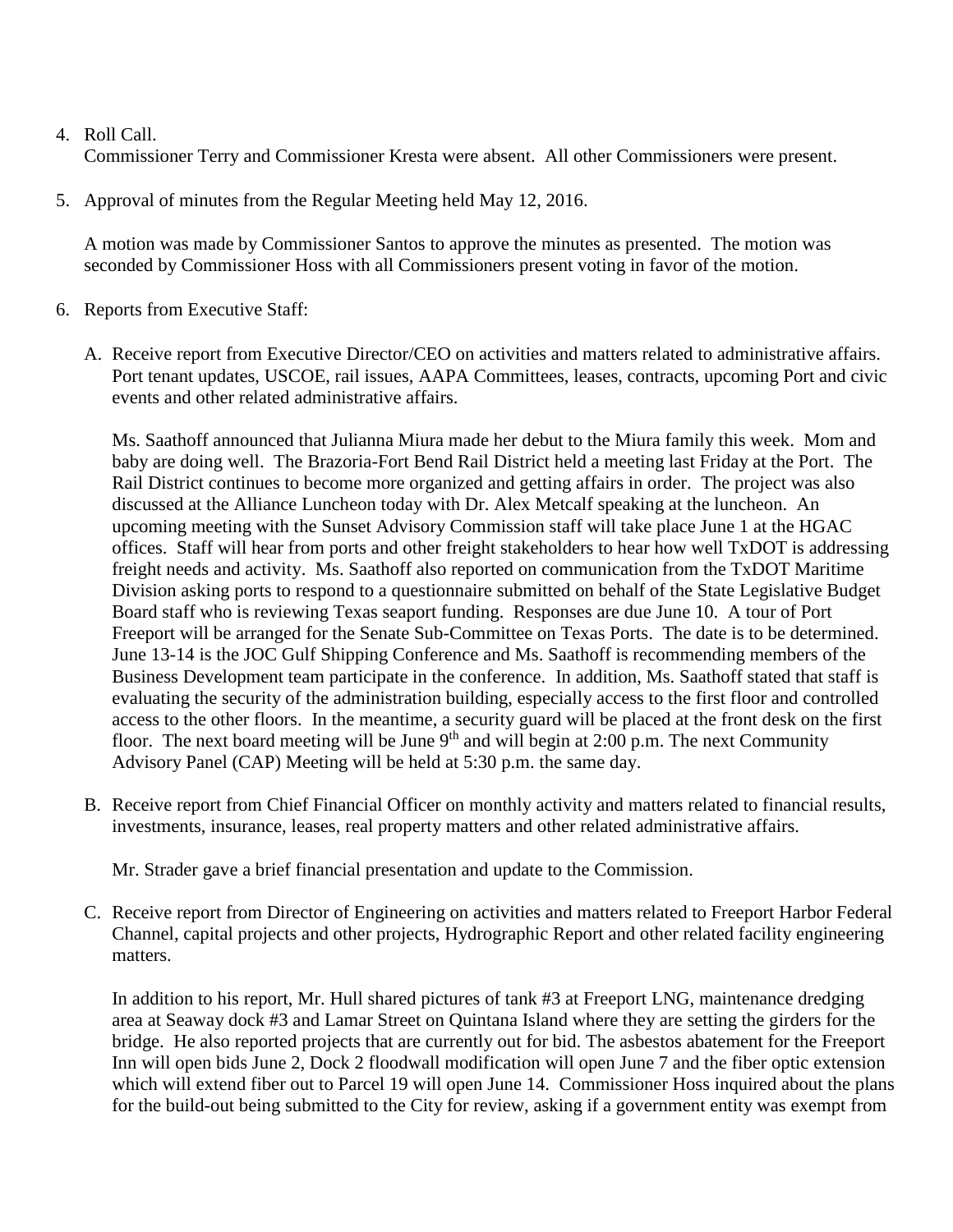4. Roll Call.
   Commissioner Terry and Commissioner Kresta were absent. All other Commissioners were present.

5. Approval of minutes from the Regular Meeting held May 12, 2016.

   A motion was made by Commissioner Santos to approve the minutes as presented. The motion was seconded by Commissioner Hoss with all Commissioners present voting in favor of the motion.

6. Reports from Executive Staff:

   A. Receive report from Executive Director/CEO on activities and matters related to administrative affairs. Port tenant updates, USCOE, rail issues, AAPA Committees, leases, contracts, upcoming Port and civic events and other related administrative affairs.

      Ms. Saathoff announced that Julianna Miura made her debut to the Miura family this week. Mom and baby are doing well. The Brazoria-Fort Bend Rail District held a meeting last Friday at the Port. The Rail District continues to become more organized and getting affairs in order. The project was also discussed at the Alliance Luncheon today with Dr. Alex Metcalf speaking at the luncheon. An upcoming meeting with the Sunset Advisory Commission staff will take place June 1 at the HGAC offices. Staff will hear from ports and other freight stakeholders to hear how well TxDOT is addressing freight needs and activity. Ms. Saathoff also reported on communication from the TxDOT Maritime Division asking ports to respond to a questionnaire submitted on behalf of the State Legislative Budget Board staff who is reviewing Texas seaport funding. Responses are due June 10. A tour of Port Freeport will be arranged for the Senate Sub-Committee on Texas Ports. The date is to be determined. June 13-14 is the JOC Gulf Shipping Conference and Ms. Saathoff is recommending members of the Business Development team participate in the conference. In addition, Ms. Saathoff stated that staff is evaluating the security of the administration building, especially access to the first floor and controlled access to the other floors. In the meantime, a security guard will be placed at the front desk on the first floor. The next board meeting will be June 9th and will begin at 2:00 p.m. The next Community Advisory Panel (CAP) Meeting will be held at 5:30 p.m. the same day.

   B. Receive report from Chief Financial Officer on monthly activity and matters related to financial results, investments, insurance, leases, real property matters and other related administrative affairs.

      Mr. Strader gave a brief financial presentation and update to the Commission.

   C. Receive report from Director of Engineering on activities and matters related to Freeport Harbor Federal Channel, capital projects and other projects, Hydrographic Report and other related facility engineering matters.

      In addition to his report, Mr. Hull shared pictures of tank #3 at Freeport LNG, maintenance dredging area at Seaway dock #3 and Lamar Street on Quintana Island where they are setting the girders for the bridge. He also reported projects that are currently out for bid. The asbestos abatement for the Freeport Inn will open bids June 2, Dock 2 floodwall modification will open June 7 and the fiber optic extension which will extend fiber out to Parcel 19 will open June 14. Commissioner Hoss inquired about the plans for the build-out being submitted to the City for review, asking if a government entity was exempt from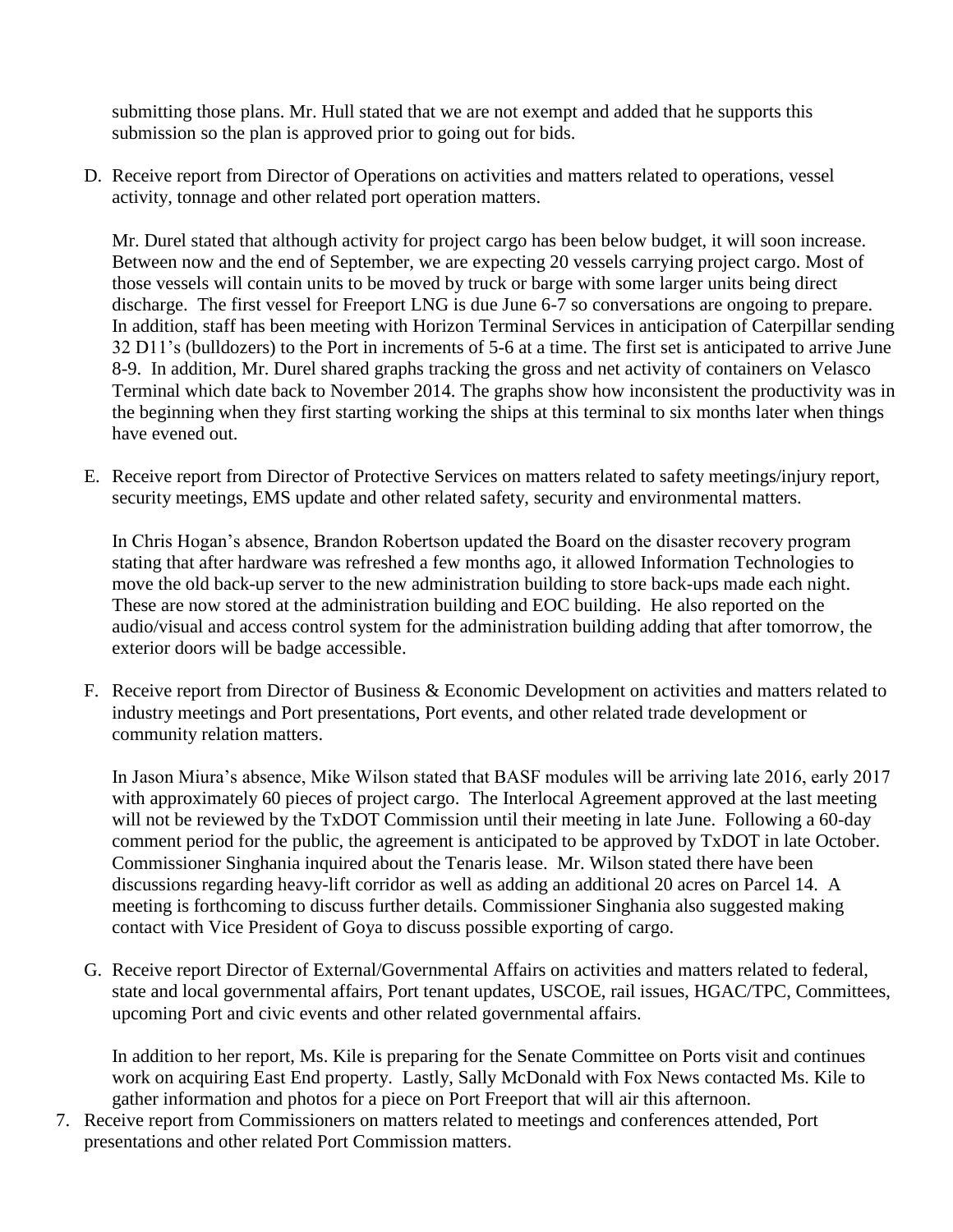submitting those plans. Mr. Hull stated that we are not exempt and added that he supports this submission so the plan is approved prior to going out for bids.

D. Receive report from Director of Operations on activities and matters related to operations, vessel activity, tonnage and other related port operation matters.

   Mr. Durel stated that although activity for project cargo has been below budget, it will soon increase. Between now and the end of September, we are expecting 20 vessels carrying project cargo. Most of those vessels will contain units to be moved by truck or barge with some larger units being direct discharge. The first vessel for Freeport LNG is due June 6-7 so conversations are ongoing to prepare. In addition, staff has been meeting with Horizon Terminal Services in anticipation of Caterpillar sending 32 D11's (bulldozers) to the Port in increments of 5-6 at a time. The first set is anticipated to arrive June 8-9. In addition, Mr. Durel shared graphs tracking the gross and net activity of containers on Velasco Terminal which date back to November 2014. The graphs show how inconsistent the productivity was in the beginning when they first starting working the ships at this terminal to six months later when things have evened out.

E. Receive report from Director of Protective Services on matters related to safety meetings/injury report, security meetings, EMS update and other related safety, security and environmental matters.

   In Chris Hogan's absence, Brandon Robertson updated the Board on the disaster recovery program stating that after hardware was refreshed a few months ago, it allowed Information Technologies to move the old back-up server to the new administration building to store back-ups made each night. These are now stored at the administration building and EOC building. He also reported on the audio/visual and access control system for the administration building adding that after tomorrow, the exterior doors will be badge accessible.

F. Receive report from Director of Business & Economic Development on activities and matters related to industry meetings and Port presentations, Port events, and other related trade development or community relation matters.

   In Jason Miura's absence, Mike Wilson stated that BASF modules will be arriving late 2016, early 2017 with approximately 60 pieces of project cargo. The Interlocal Agreement approved at the last meeting will not be reviewed by the TxDOT Commission until their meeting in late June. Following a 60-day comment period for the public, the agreement is anticipated to be approved by TxDOT in late October. Commissioner Singhania inquired about the Tenaris lease. Mr. Wilson stated there have been discussions regarding heavy-lift corridor as well as adding an additional 20 acres on Parcel 14. A meeting is forthcoming to discuss further details. Commissioner Singhania also suggested making contact with Vice President of Goya to discuss possible exporting of cargo.

G. Receive report Director of External/Governmental Affairs on activities and matters related to federal, state and local governmental affairs, Port tenant updates, USCOE, rail issues, HGAC/TPC, Committees, upcoming Port and civic events and other related governmental affairs.

   In addition to her report, Ms. Kile is preparing for the Senate Committee on Ports visit and continues work on acquiring East End property. Lastly, Sally McDonald with Fox News contacted Ms. Kile to gather information and photos for a piece on Port Freeport that will air this afternoon.

7. Receive report from Commissioners on matters related to meetings and conferences attended, Port presentations and other related Port Commission matters.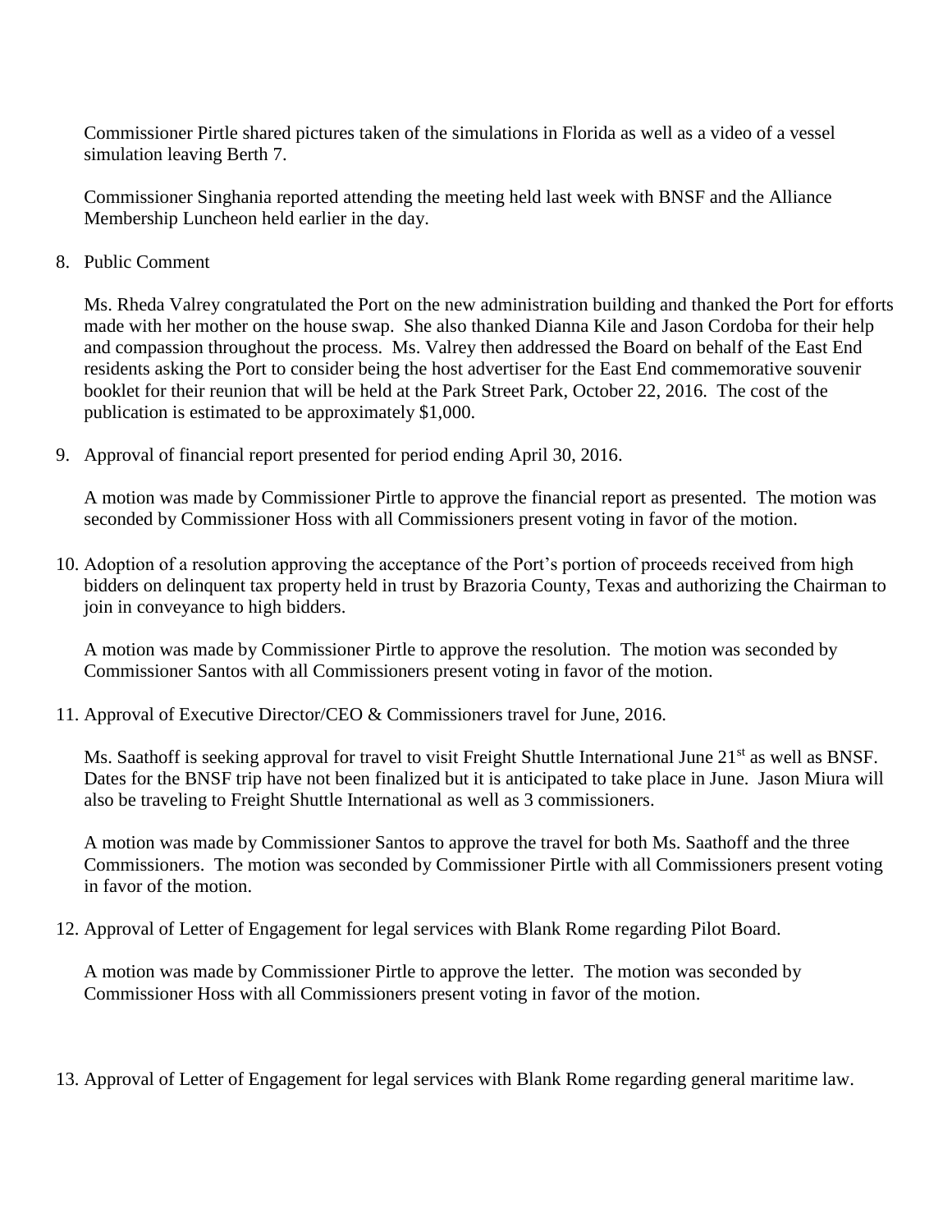Commissioner Pirtle shared pictures taken of the simulations in Florida as well as a video of a vessel simulation leaving Berth 7.

Commissioner Singhania reported attending the meeting held last week with BNSF and the Alliance Membership Luncheon held earlier in the day.

8. Public Comment

   Ms. Rheda Valrey congratulated the Port on the new administration building and thanked the Port for efforts made with her mother on the house swap. She also thanked Dianna Kile and Jason Cordoba for their help and compassion throughout the process. Ms. Valrey then addressed the Board on behalf of the East End residents asking the Port to consider being the host advertiser for the East End commemorative souvenir booklet for their reunion that will be held at the Park Street Park, October 22, 2016. The cost of the publication is estimated to be approximately $1,000.

9. Approval of financial report presented for period ending April 30, 2016.

   A motion was made by Commissioner Pirtle to approve the financial report as presented. The motion was seconded by Commissioner Hoss with all Commissioners present voting in favor of the motion.

10. Adoption of a resolution approving the acceptance of the Port's portion of proceeds received from high bidders on delinquent tax property held in trust by Brazoria County, Texas and authorizing the Chairman to join in conveyance to high bidders.

    A motion was made by Commissioner Pirtle to approve the resolution. The motion was seconded by Commissioner Santos with all Commissioners present voting in favor of the motion.

11. Approval of Executive Director/CEO & Commissioners travel for June, 2016.

    Ms. Saathoff is seeking approval for travel to visit Freight Shuttle International June 21st as well as BNSF. Dates for the BNSF trip have not been finalized but it is anticipated to take place in June. Jason Miura will also be traveling to Freight Shuttle International as well as 3 commissioners.

    A motion was made by Commissioner Santos to approve the travel for both Ms. Saathoff and the three Commissioners. The motion was seconded by Commissioner Pirtle with all Commissioners present voting in favor of the motion.

12. Approval of Letter of Engagement for legal services with Blank Rome regarding Pilot Board.

    A motion was made by Commissioner Pirtle to approve the letter. The motion was seconded by Commissioner Hoss with all Commissioners present voting in favor of the motion.

13. Approval of Letter of Engagement for legal services with Blank Rome regarding general maritime law.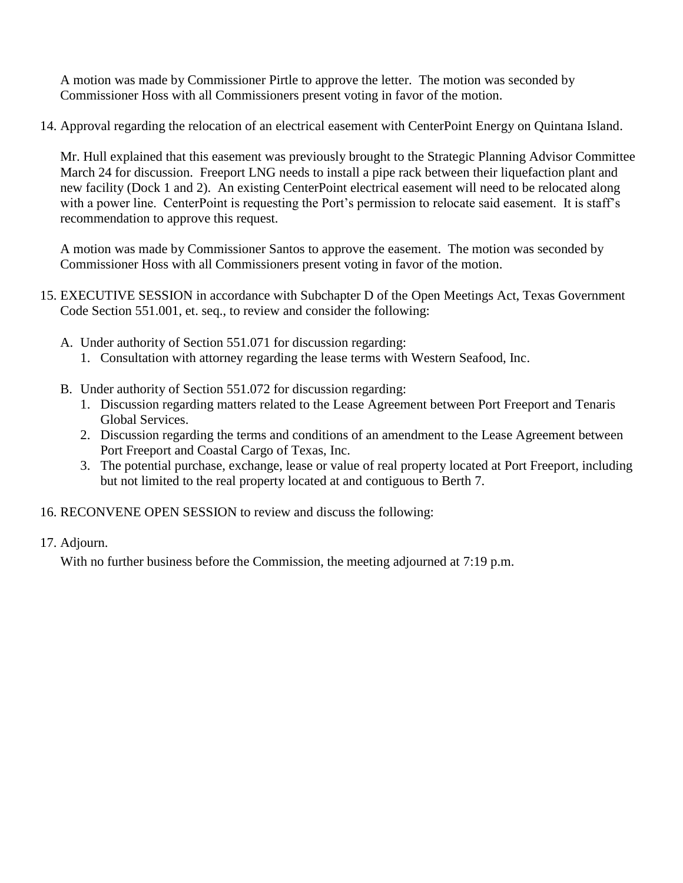A motion was made by Commissioner Pirtle to approve the letter. The motion was seconded by Commissioner Hoss with all Commissioners present voting in favor of the motion.

14. Approval regarding the relocation of an electrical easement with CenterPoint Energy on Quintana Island.

    Mr. Hull explained that this easement was previously brought to the Strategic Planning Advisor Committee March 24 for discussion. Freeport LNG needs to install a pipe rack between their liquefaction plant and new facility (Dock 1 and 2). An existing CenterPoint electrical easement will need to be relocated along with a power line. CenterPoint is requesting the Port's permission to relocate said easement. It is staff's recommendation to approve this request.

    A motion was made by Commissioner Santos to approve the easement. The motion was seconded by Commissioner Hoss with all Commissioners present voting in favor of the motion.

15. EXECUTIVE SESSION in accordance with Subchapter D of the Open Meetings Act, Texas Government Code Section 551.001, et. seq., to review and consider the following:

    A. Under authority of Section 551.071 for discussion regarding:
        1. Consultation with attorney regarding the lease terms with Western Seafood, Inc.

    B. Under authority of Section 551.072 for discussion regarding:
        1. Discussion regarding matters related to the Lease Agreement between Port Freeport and Tenaris Global Services.
        2. Discussion regarding the terms and conditions of an amendment to the Lease Agreement between Port Freeport and Coastal Cargo of Texas, Inc.
        3. The potential purchase, exchange, lease or value of real property located at Port Freeport, including but not limited to the real property located at and contiguous to Berth 7.

16. RECONVENE OPEN SESSION to review and discuss the following:

17. Adjourn.

    With no further business before the Commission, the meeting adjourned at 7:19 p.m.